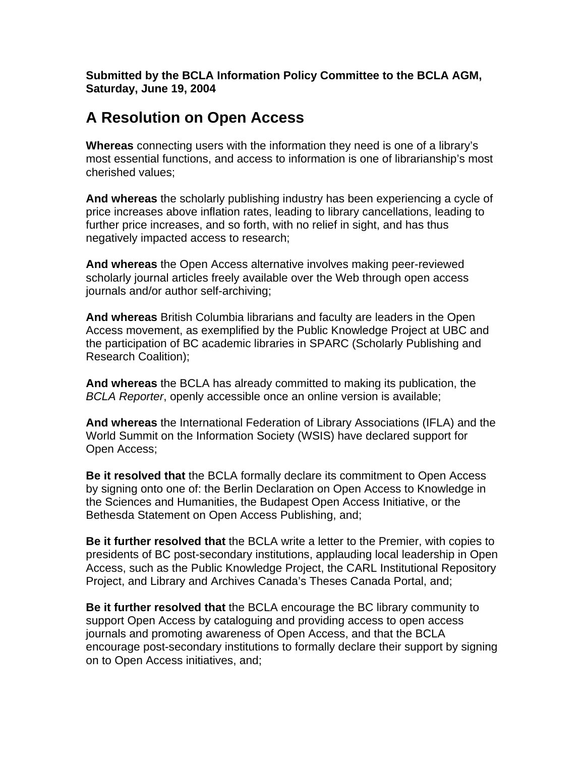**Submitted by the BCLA Information Policy Committee to the BCLA AGM, Saturday, June 19, 2004**

# A Resolution on Open Access

**Whereas** connecting users with the information they need is one of a library's most essential functions, and access to information is one of librarianship's most cherished values;

**And whereas** the scholarly publishing industry has been experiencing a cycle of price increases above inflation rates, leading to library cancellations, leading to further price increases, and so forth, with no relief in sight, and has thus negatively impacted access to research;

**And whereas** the Open Access alternative involves making peer-reviewed scholarly journal articles freely available over the Web through open access journals and/or author self-archiving;

**And whereas** British Columbia librarians and faculty are leaders in the Open Access movement, as exemplified by the Public Knowledge Project at UBC and the participation of BC academic libraries in SPARC (Scholarly Publishing and Research Coalition);

**And whereas** the BCLA has already committed to making its publication, the *BCLA Reporter*, openly accessible once an online version is available;

**And whereas** the International Federation of Library Associations (IFLA) and the World Summit on the Information Society (WSIS) have declared support for Open Access;

**Be it resolved that** the BCLA formally declare its commitment to Open Access by signing onto one of: the Berlin Declaration on Open Access to Knowledge in the Sciences and Humanities, the Budapest Open Access Initiative, or the Bethesda Statement on Open Access Publishing, and;

**Be it further resolved that** the BCLA write a letter to the Premier, with copies to presidents of BC post-secondary institutions, applauding local leadership in Open Access, such as the Public Knowledge Project, the CARL Institutional Repository Project, and Library and Archives Canada's Theses Canada Portal, and;

**Be it further resolved that** the BCLA encourage the BC library community to support Open Access by cataloguing and providing access to open access journals and promoting awareness of Open Access, and that the BCLA encourage post-secondary institutions to formally declare their support by signing on to Open Access initiatives, and;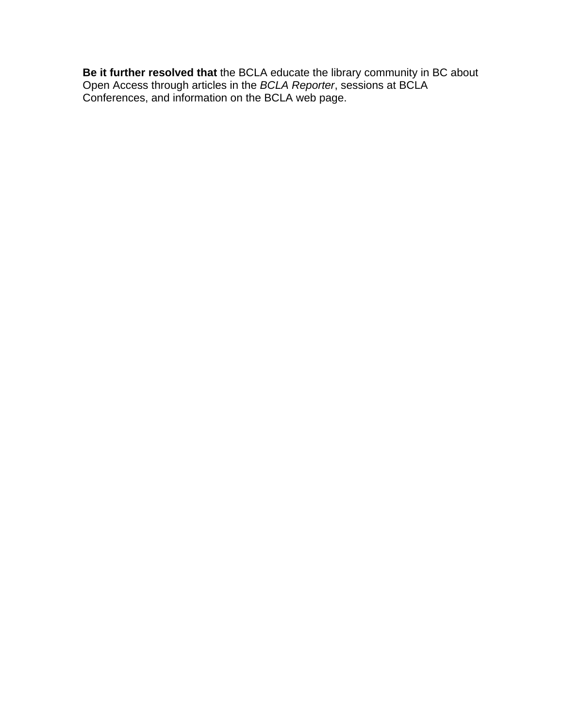**Be it further resolved that** the BCLA educate the library community in BC about Open Access through articles in the *BCLA Reporter*, sessions at BCLA Conferences, and information on the BCLA web page.